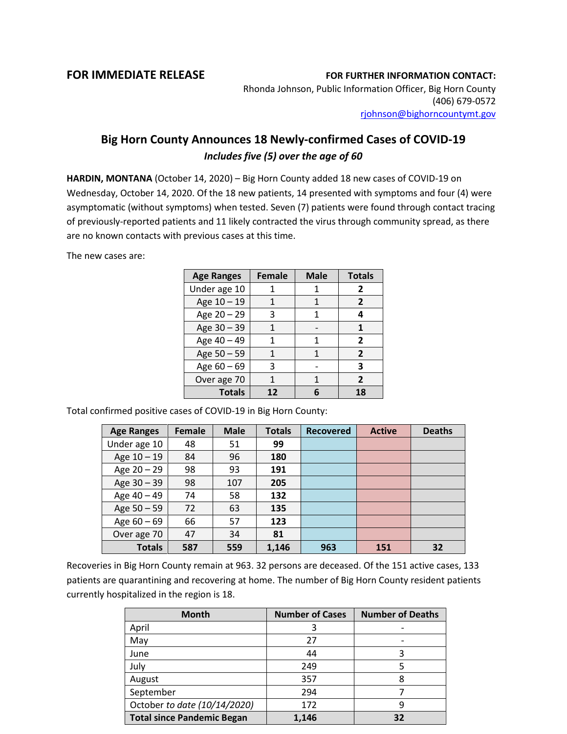**FOR IMMEDIATE RELEASE**

**FOR FURTHER INFORMATION CONTACT:**
Rhonda Johnson, Public Information Officer, Big Horn County
(406) 679-0572
rjohnson@bighorncountymt.gov

## Big Horn County Announces 18 Newly-confirmed Cases of COVID-19

***Includes five (5) over the age of 60***

**HARDIN, MONTANA** (October 14, 2020) – Big Horn County added 18 new cases of COVID-19 on Wednesday, October 14, 2020. Of the 18 new patients, 14 presented with symptoms and four (4) were asymptomatic (without symptoms) when tested. Seven (7) patients were found through contact tracing of previously-reported patients and 11 likely contracted the virus through community spread, as there are no known contacts with previous cases at this time.

The new cases are:

| Age Ranges | Female | Male | Totals |
|---|---|---|---|
| Under age 10 | 1 | 1 | **2** |
| Age 10 – 19 | 1 | 1 | **2** |
| Age 20 – 29 | 3 | 1 | **4** |
| Age 30 – 39 | 1 | - | **1** |
| Age 40 – 49 | 1 | 1 | **2** |
| Age 50 – 59 | 1 | 1 | **2** |
| Age 60 – 69 | 3 | - | **3** |
| Over age 70 | 1 | 1 | **2** |
| **Totals** | **12** | **6** | **18** |

Total confirmed positive cases of COVID-19 in Big Horn County:

| Age Ranges | Female | Male | Totals | Recovered | Active | Deaths |
|---|---|---|---|---|---|---|
| Under age 10 | 48 | 51 | **99** | | | |
| Age 10 – 19 | 84 | 96 | **180** | | | |
| Age 20 – 29 | 98 | 93 | **191** | | | |
| Age 30 – 39 | 98 | 107 | **205** | | | |
| Age 40 – 49 | 74 | 58 | **132** | | | |
| Age 50 – 59 | 72 | 63 | **135** | | | |
| Age 60 – 69 | 66 | 57 | **123** | | | |
| Over age 70 | 47 | 34 | **81** | | | |
| **Totals** | **587** | **559** | **1,146** | **963** | **151** | **32** |

Recoveries in Big Horn County remain at 963. 32 persons are deceased. Of the 151 active cases, 133 patients are quarantining and recovering at home. The number of Big Horn County resident patients currently hospitalized in the region is 18.

| Month | Number of Cases | Number of Deaths |
|---|---|---|
| April | 3 | - |
| May | 27 | - |
| June | 44 | 3 |
| July | 249 | 5 |
| August | 357 | 8 |
| September | 294 | 7 |
| October *to date (10/14/2020)* | 172 | 9 |
| **Total since Pandemic Began** | **1,146** | **32** |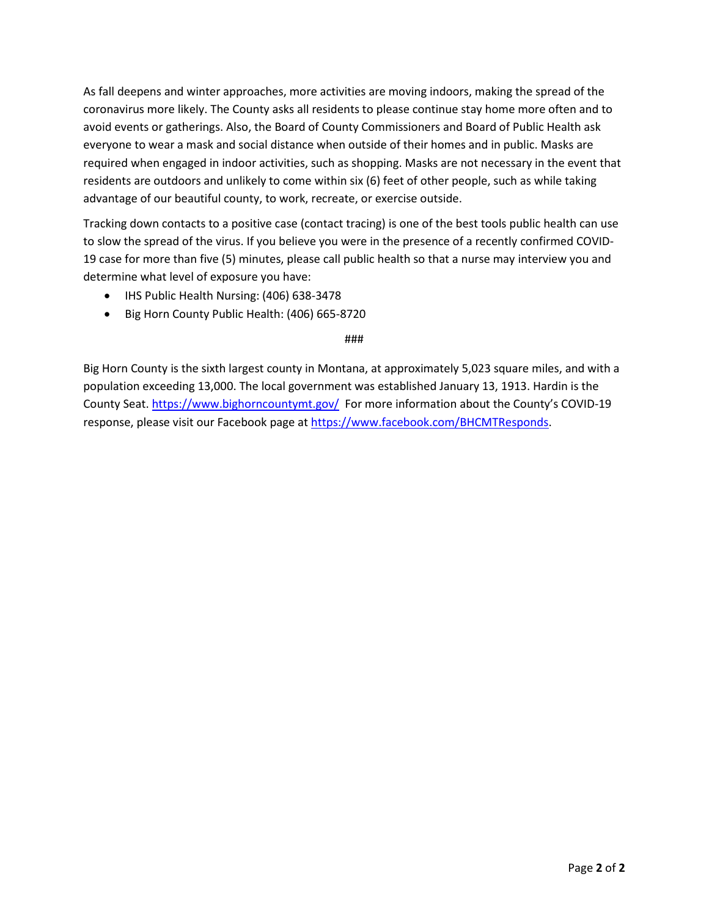As fall deepens and winter approaches, more activities are moving indoors, making the spread of the coronavirus more likely. The County asks all residents to please continue stay home more often and to avoid events or gatherings. Also, the Board of County Commissioners and Board of Public Health ask everyone to wear a mask and social distance when outside of their homes and in public. Masks are required when engaged in indoor activities, such as shopping. Masks are not necessary in the event that residents are outdoors and unlikely to come within six (6) feet of other people, such as while taking advantage of our beautiful county, to work, recreate, or exercise outside.

Tracking down contacts to a positive case (contact tracing) is one of the best tools public health can use to slow the spread of the virus. If you believe you were in the presence of a recently confirmed COVID-19 case for more than five (5) minutes, please call public health so that a nurse may interview you and determine what level of exposure you have:

- IHS Public Health Nursing: (406) 638-3478
- Big Horn County Public Health: (406) 665-8720

###

Big Horn County is the sixth largest county in Montana, at approximately 5,023 square miles, and with a population exceeding 13,000. The local government was established January 13, 1913. Hardin is the County Seat. https://www.bighorncountymt.gov/ For more information about the County's COVID-19 response, please visit our Facebook page at https://www.facebook.com/BHCMTResponds.